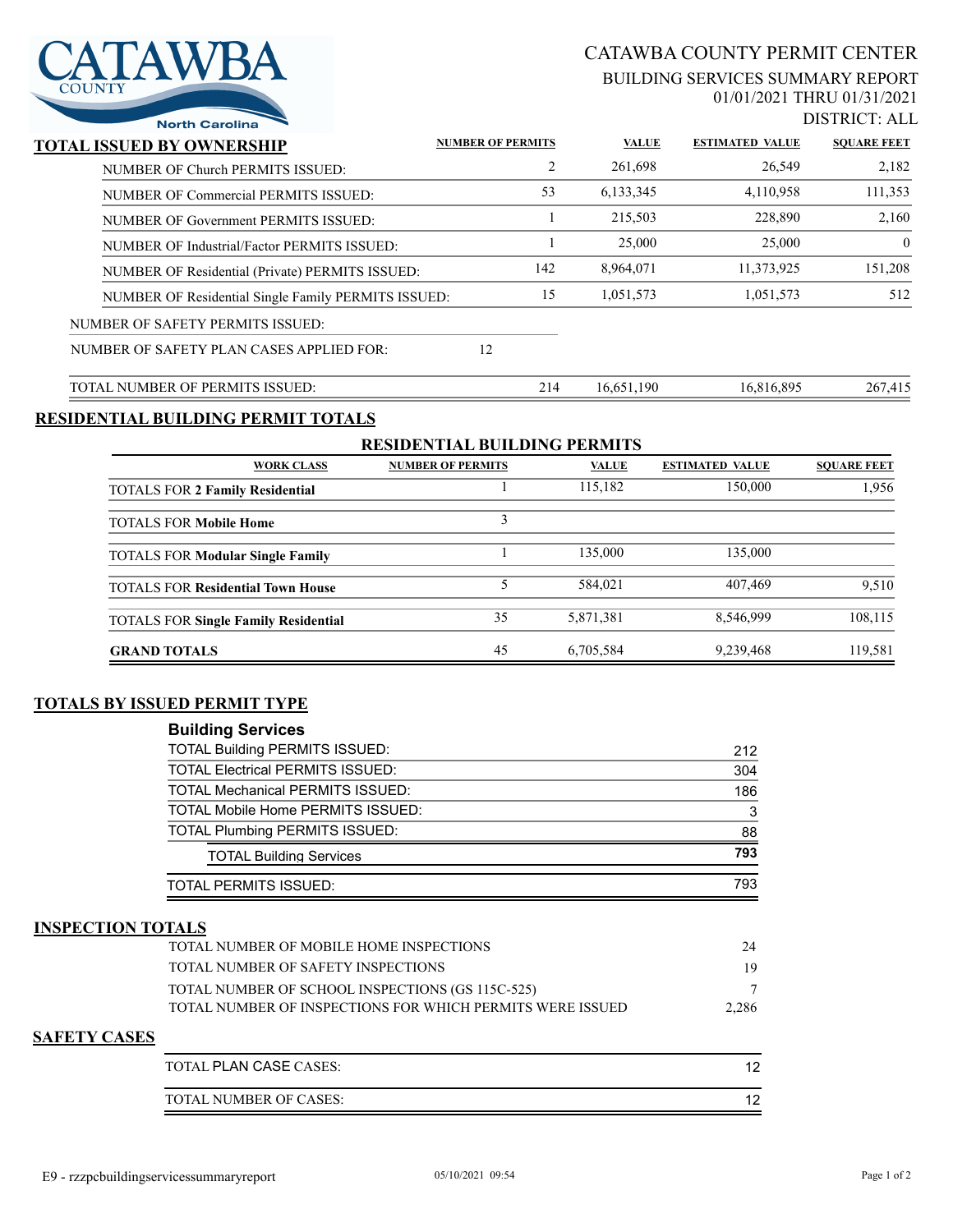# CATAWBA COUNTY PERMIT CENTER

## BUILDING SERVICES SUMMARY REPORT

01/01/2021 THRU 01/31/2021

DISTRICT: ALL

## TOTAL ISSUED BY OWNERSHIP

| | NUMBER OF PERMITS | VALUE | ESTIMATED VALUE | SQUARE FEET |
|---|---|---|---|---|
| NUMBER OF Church PERMITS ISSUED: | 2 | 261,698 | 26,549 | 2,182 |
| NUMBER OF Commercial PERMITS ISSUED: | 53 | 6,133,345 | 4,110,958 | 111,353 |
| NUMBER OF Government PERMITS ISSUED: | 1 | 215,503 | 228,890 | 2,160 |
| NUMBER OF Industrial/Factor PERMITS ISSUED: | 1 | 25,000 | 25,000 | 0 |
| NUMBER OF Residential (Private) PERMITS ISSUED: | 142 | 8,964,071 | 11,373,925 | 151,208 |
| NUMBER OF Residential Single Family PERMITS ISSUED: | 15 | 1,051,573 | 1,051,573 | 512 |
| NUMBER OF SAFETY PERMITS ISSUED: | | | | |
| NUMBER OF SAFETY PLAN CASES APPLIED FOR: | 12 | | | |
| TOTAL NUMBER OF PERMITS ISSUED: | 214 | 16,651,190 | 16,816,895 | 267,415 |

## RESIDENTIAL BUILDING PERMIT TOTALS

### RESIDENTIAL BUILDING PERMITS

| WORK CLASS | NUMBER OF PERMITS | VALUE | ESTIMATED VALUE | SQUARE FEET |
|---|---|---|---|---|
| TOTALS FOR **2 Family Residential** | 1 | 115,182 | 150,000 | 1,956 |
| TOTALS FOR **Mobile Home** | 3 | | | |
| TOTALS FOR **Modular Single Family** | 1 | 135,000 | 135,000 | |
| TOTALS FOR **Residential Town House** | 5 | 584,021 | 407,469 | 9,510 |
| TOTALS FOR **Single Family Residential** | 35 | 5,871,381 | 8,546,999 | 108,115 |
| **GRAND TOTALS** | 45 | 6,705,584 | 9,239,468 | 119,581 |

## TOTALS BY ISSUED PERMIT TYPE

### Building Services

| | |
|---|---|
| TOTAL Building PERMITS ISSUED: | 212 |
| TOTAL Electrical PERMITS ISSUED: | 304 |
| TOTAL Mechanical PERMITS ISSUED: | 186 |
| TOTAL Mobile Home PERMITS ISSUED: | 3 |
| TOTAL Plumbing PERMITS ISSUED: | 88 |
| TOTAL Building Services | **793** |
| TOTAL PERMITS ISSUED: | 793 |

## INSPECTION TOTALS

| | |
|---|---|
| TOTAL NUMBER OF MOBILE HOME INSPECTIONS | 24 |
| TOTAL NUMBER OF SAFETY INSPECTIONS | 19 |
| TOTAL NUMBER OF SCHOOL INSPECTIONS (GS 115C-525) | 7 |
| TOTAL NUMBER OF INSPECTIONS FOR WHICH PERMITS WERE ISSUED | 2,286 |

## SAFETY CASES

| | |
|---|---|
| TOTAL PLAN CASE CASES: | 12 |
| TOTAL NUMBER OF CASES: | 12 |

E9 - rzzpcbuildingservicessummaryreport 05/10/2021 09:54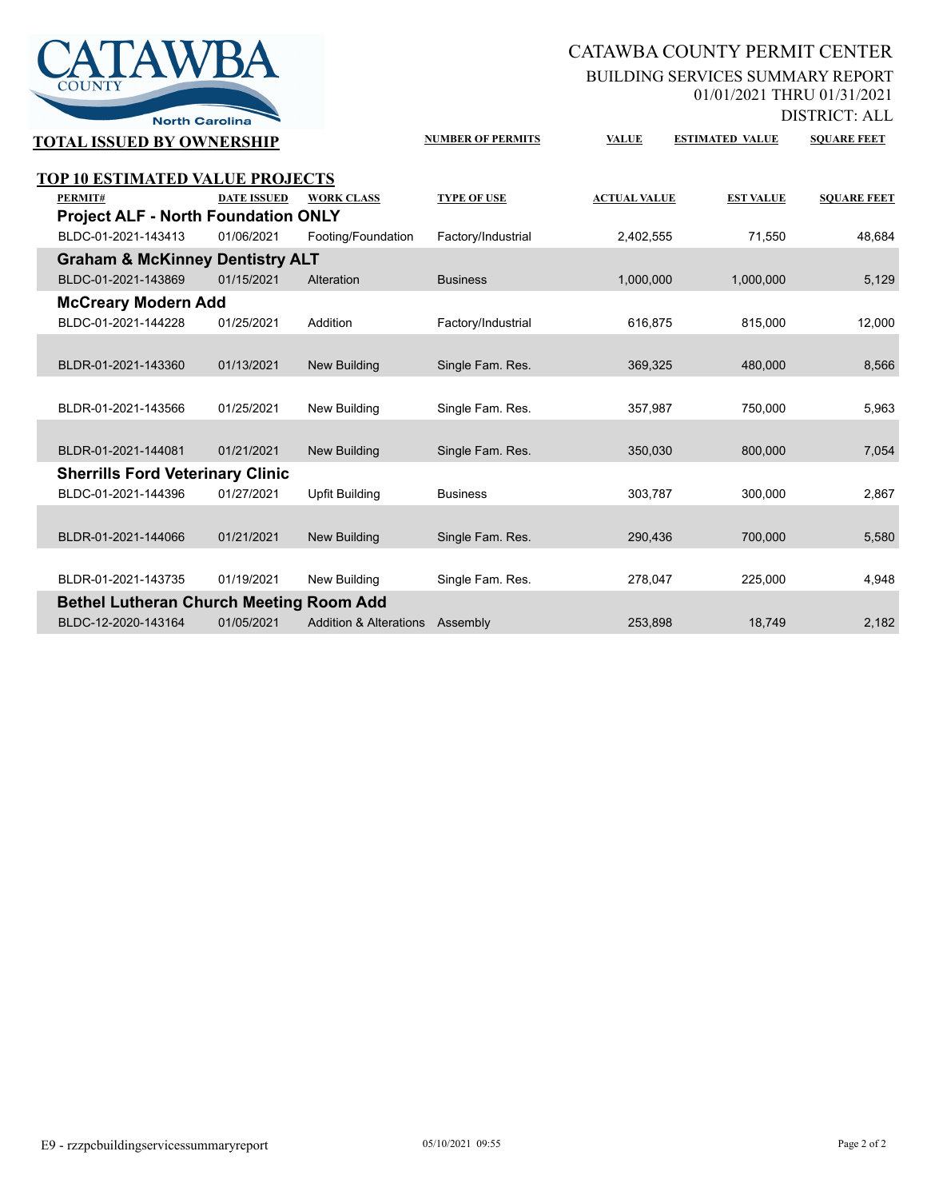# CATAWBA COUNTY PERMIT CENTER

BUILDING SERVICES SUMMARY REPORT

01/01/2021 THRU 01/31/2021

DISTRICT: ALL

| TOTAL ISSUED BY OWNERSHIP | NUMBER OF PERMITS | VALUE | ESTIMATED VALUE | SQUARE FEET |
|---|---|---|---|---|

## TOP 10 ESTIMATED VALUE PROJECTS

| PERMIT# | DATE ISSUED | WORK CLASS | TYPE OF USE | ACTUAL VALUE | EST VALUE | SQUARE FEET |
|---|---|---|---|---|---|---|
| **Project ALF - North Foundation ONLY** | | | | | | |
| BLDC-01-2021-143413 | 01/06/2021 | Footing/Foundation | Factory/Industrial | 2,402,555 | 71,550 | 48,684 |
| **Graham & McKinney Dentistry ALT** | | | | | | |
| BLDC-01-2021-143869 | 01/15/2021 | Alteration | Business | 1,000,000 | 1,000,000 | 5,129 |
| **McCreary Modern Add** | | | | | | |
| BLDC-01-2021-144228 | 01/25/2021 | Addition | Factory/Industrial | 616,875 | 815,000 | 12,000 |
| BLDR-01-2021-143360 | 01/13/2021 | New Building | Single Fam. Res. | 369,325 | 480,000 | 8,566 |
| BLDR-01-2021-143566 | 01/25/2021 | New Building | Single Fam. Res. | 357,987 | 750,000 | 5,963 |
| BLDR-01-2021-144081 | 01/21/2021 | New Building | Single Fam. Res. | 350,030 | 800,000 | 7,054 |
| **Sherrills Ford Veterinary Clinic** | | | | | | |
| BLDC-01-2021-144396 | 01/27/2021 | Upfit Building | Business | 303,787 | 300,000 | 2,867 |
| BLDR-01-2021-144066 | 01/21/2021 | New Building | Single Fam. Res. | 290,436 | 700,000 | 5,580 |
| BLDR-01-2021-143735 | 01/19/2021 | New Building | Single Fam. Res. | 278,047 | 225,000 | 4,948 |
| **Bethel Lutheran Church Meeting Room Add** | | | | | | |
| BLDC-12-2020-143164 | 01/05/2021 | Addition & Alterations | Assembly | 253,898 | 18,749 | 2,182 |

E9 - rzzpcbuildingservicessummaryreport 05/10/2021 09:55